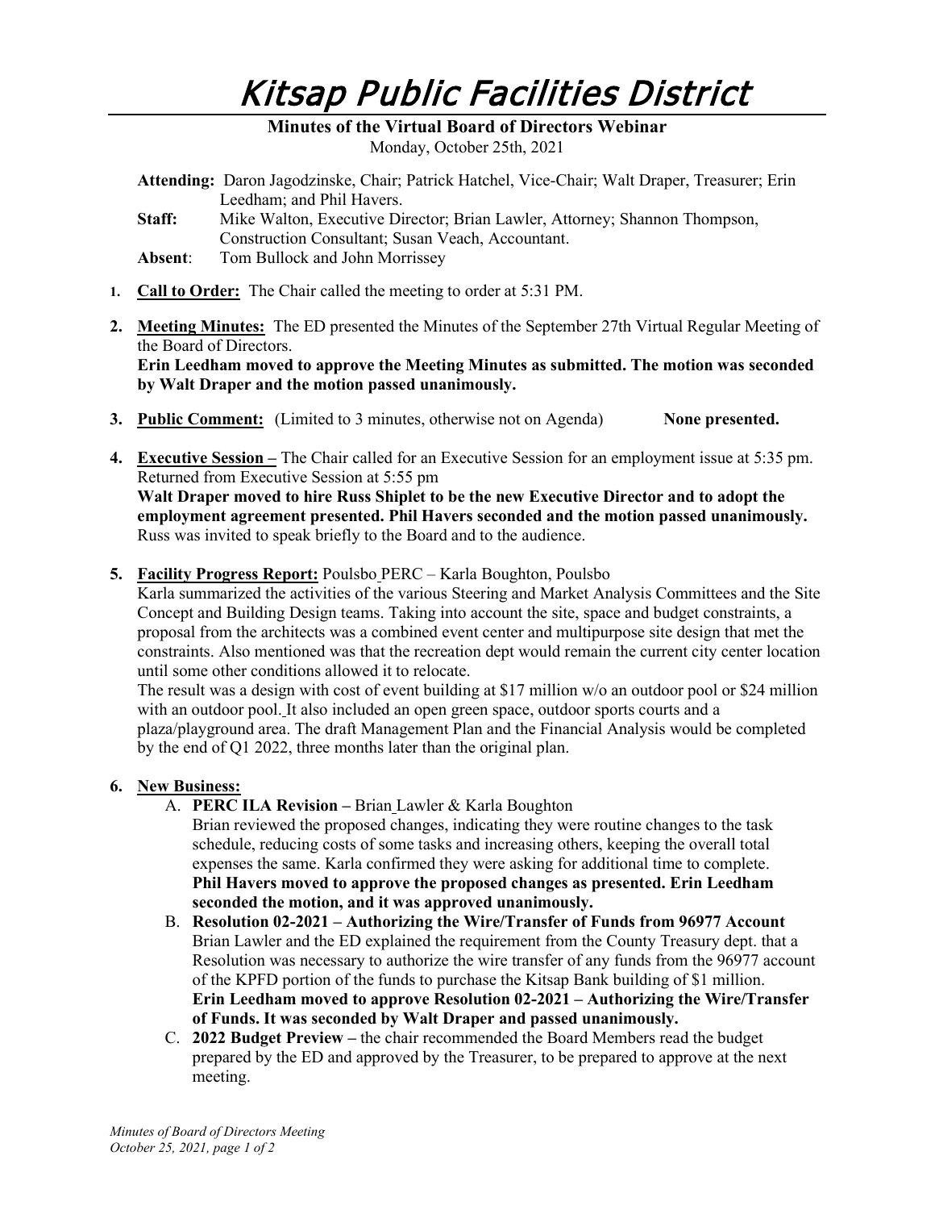# Kitsap Public Facilities District

**Minutes of the Virtual Board of Directors Webinar**

Monday, October 25th, 2021

**Attending:** Daron Jagodzinske, Chair; Patrick Hatchel, Vice-Chair; Walt Draper, Treasurer; Erin Leedham; and Phil Havers.

**Staff:** Mike Walton, Executive Director; Brian Lawler, Attorney; Shannon Thompson, Construction Consultant; Susan Veach, Accountant.

**Absent**: Tom Bullock and John Morrissey

1. **Call to Order:** The Chair called the meeting to order at 5:31 PM.

2. **Meeting Minutes:** The ED presented the Minutes of the September 27th Virtual Regular Meeting of the Board of Directors.
   **Erin Leedham moved to approve the Meeting Minutes as submitted. The motion was seconded by Walt Draper and the motion passed unanimously.**

3. **Public Comment:** (Limited to 3 minutes, otherwise not on Agenda) **None presented.**

4. **Executive Session –** The Chair called for an Executive Session for an employment issue at 5:35 pm. Returned from Executive Session at 5:55 pm
   **Walt Draper moved to hire Russ Shiplet to be the new Executive Director and to adopt the employment agreement presented. Phil Havers seconded and the motion passed unanimously.** Russ was invited to speak briefly to the Board and to the audience.

5. **Facility Progress Report:** Poulsbo PERC – Karla Boughton, Poulsbo
   Karla summarized the activities of the various Steering and Market Analysis Committees and the Site Concept and Building Design teams. Taking into account the site, space and budget constraints, a proposal from the architects was a combined event center and multipurpose site design that met the constraints. Also mentioned was that the recreation dept would remain the current city center location until some other conditions allowed it to relocate.
   The result was a design with cost of event building at $17 million w/o an outdoor pool or $24 million with an outdoor pool. It also included an open green space, outdoor sports courts and a plaza/playground area. The draft Management Plan and the Financial Analysis would be completed by the end of Q1 2022, three months later than the original plan.

6. **New Business:**
   A. **PERC ILA Revision –** Brian Lawler & Karla Boughton
   Brian reviewed the proposed changes, indicating they were routine changes to the task schedule, reducing costs of some tasks and increasing others, keeping the overall total expenses the same. Karla confirmed they were asking for additional time to complete.
   **Phil Havers moved to approve the proposed changes as presented. Erin Leedham seconded the motion, and it was approved unanimously.**
   B. **Resolution 02-2021 – Authorizing the Wire/Transfer of Funds from 96977 Account**
   Brian Lawler and the ED explained the requirement from the County Treasury dept. that a Resolution was necessary to authorize the wire transfer of any funds from the 96977 account of the KPFD portion of the funds to purchase the Kitsap Bank building of $1 million.
   **Erin Leedham moved to approve Resolution 02-2021 – Authorizing the Wire/Transfer of Funds. It was seconded by Walt Draper and passed unanimously.**
   C. **2022 Budget Preview –** the chair recommended the Board Members read the budget prepared by the ED and approved by the Treasurer, to be prepared to approve at the next meeting.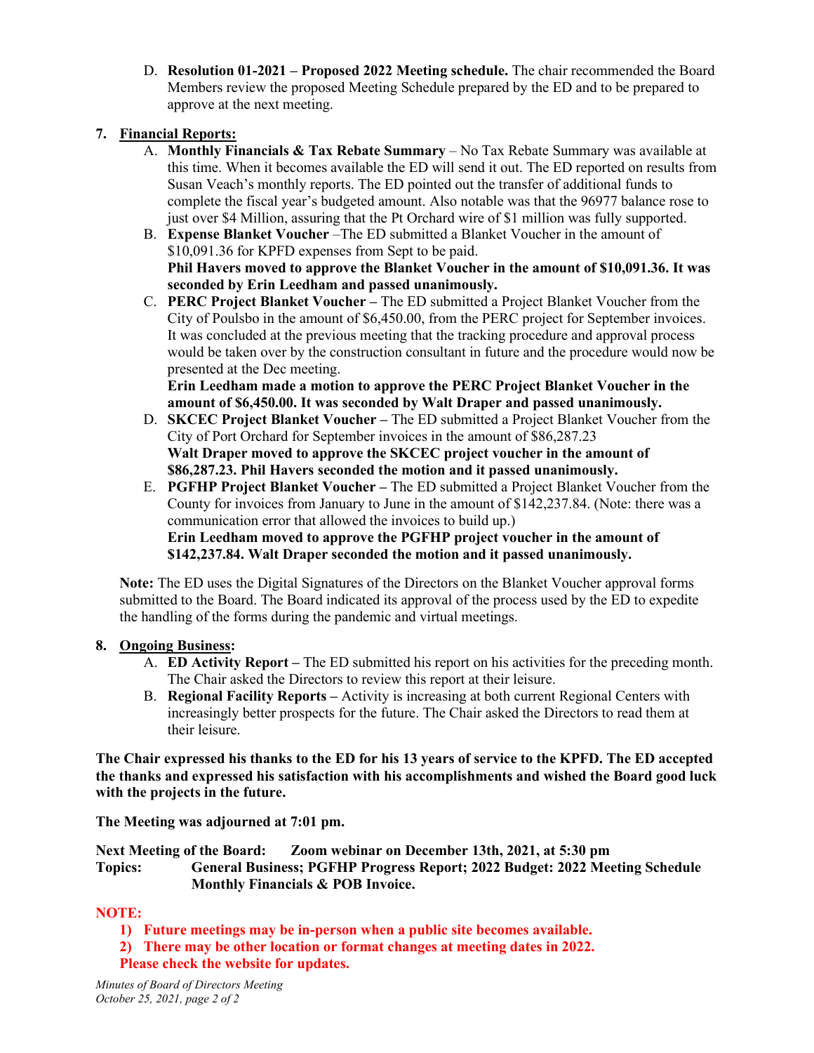D. **Resolution 01-2021 – Proposed 2022 Meeting schedule.** The chair recommended the Board Members review the proposed Meeting Schedule prepared by the ED and to be prepared to approve at the next meeting.

7. **Financial Reports:**

   A. **Monthly Financials & Tax Rebate Summary** – No Tax Rebate Summary was available at this time. When it becomes available the ED will send it out. The ED reported on results from Susan Veach's monthly reports. The ED pointed out the transfer of additional funds to complete the fiscal year's budgeted amount. Also notable was that the 96977 balance rose to just over $4 Million, assuring that the Pt Orchard wire of $1 million was fully supported.

   B. **Expense Blanket Voucher** –The ED submitted a Blanket Voucher in the amount of $10,091.36 for KPFD expenses from Sept to be paid.
   **Phil Havers moved to approve the Blanket Voucher in the amount of $10,091.36. It was seconded by Erin Leedham and passed unanimously.**

   C. **PERC Project Blanket Voucher –** The ED submitted a Project Blanket Voucher from the City of Poulsbo in the amount of $6,450.00, from the PERC project for September invoices. It was concluded at the previous meeting that the tracking procedure and approval process would be taken over by the construction consultant in future and the procedure would now be presented at the Dec meeting.
   **Erin Leedham made a motion to approve the PERC Project Blanket Voucher in the amount of $6,450.00. It was seconded by Walt Draper and passed unanimously.**

   D. **SKCEC Project Blanket Voucher –** The ED submitted a Project Blanket Voucher from the City of Port Orchard for September invoices in the amount of $86,287.23
   **Walt Draper moved to approve the SKCEC project voucher in the amount of $86,287.23. Phil Havers seconded the motion and it passed unanimously.**

   E. **PGFHP Project Blanket Voucher –** The ED submitted a Project Blanket Voucher from the County for invoices from January to June in the amount of $142,237.84. (Note: there was a communication error that allowed the invoices to build up.)
   **Erin Leedham moved to approve the PGFHP project voucher in the amount of $142,237.84. Walt Draper seconded the motion and it passed unanimously.**

**Note:** The ED uses the Digital Signatures of the Directors on the Blanket Voucher approval forms submitted to the Board. The Board indicated its approval of the process used by the ED to expedite the handling of the forms during the pandemic and virtual meetings.

8. **Ongoing Business:**

   A. **ED Activity Report –** The ED submitted his report on his activities for the preceding month. The Chair asked the Directors to review this report at their leisure.

   B. **Regional Facility Reports –** Activity is increasing at both current Regional Centers with increasingly better prospects for the future. The Chair asked the Directors to read them at their leisure.

**The Chair expressed his thanks to the ED for his 13 years of service to the KPFD. The ED accepted the thanks and expressed his satisfaction with his accomplishments and wished the Board good luck with the projects in the future.**

**The Meeting was adjourned at 7:01 pm.**

**Next Meeting of the Board: Zoom webinar on December 13th, 2021, at 5:30 pm**
**Topics: General Business; PGFHP Progress Report; 2022 Budget: 2022 Meeting Schedule Monthly Financials & POB Invoice.**

**NOTE:**

1) **Future meetings may be in-person when a public site becomes available.**
2) **There may be other location or format changes at meeting dates in 2022.**

**Please check the website for updates.**